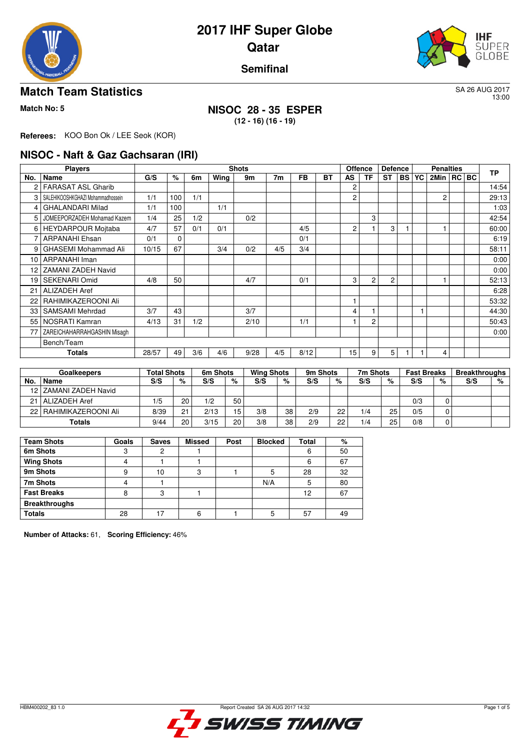# 2017 IHF Super Globe

# Qatar

## Semifinal

## Match Team Statistics

SA 26 AUG 2017
13:00

**Match No: 5**

### NISOC 28 - 35 ESPER

**(12 - 16) (16 - 19)**

**Referees:** KOO Bon Ok / LEE Seok (KOR)

## NISOC - Naft & Gaz Gachsaran (IRI)

| Players | | Shots | | | | | | | | Offence | | Defence | | Penalties | | | | TP |
|---|---|---|---|---|---|---|---|---|---|---|---|---|---|---|---|---|---|---|
| No. | Name | G/S | % | 6m | Wing | 9m | 7m | FB | BT | AS | TF | ST | BS | YC | 2Min | RC | BC | |
| 2 | FARASAT ASL Gharib | | | | | | | | | 2 | | | | | | | | 14:54 |
| 3 | SALEHIKOOSHKGHAZI Mohammadhossein | 1/1 | 100 | 1/1 | | | | | | 2 | | | | | 2 | | | 29:13 |
| 4 | GHALANDARI Milad | 1/1 | 100 | | 1/1 | | | | | | | | | | | | | 1:03 |
| 5 | JOMEEPORZADEH Mohamad Kazem | 1/4 | 25 | 1/2 | | 0/2 | | | | | 3 | | | | | | | 42:54 |
| 6 | HEYDARPOUR Mojtaba | 4/7 | 57 | 0/1 | 0/1 | | | 4/5 | | 2 | 1 | 3 | 1 | | 1 | | | 60:00 |
| 7 | ARPANAHI Ehsan | 0/1 | 0 | | | | | 0/1 | | | | | | | | | | 6:19 |
| 9 | GHASEMI Mohammad Ali | 10/15 | 67 | | 3/4 | 0/2 | 4/5 | 3/4 | | | | | | | | | | 58:11 |
| 10 | ARPANAHI Iman | | | | | | | | | | | | | | | | | 0:00 |
| 12 | ZAMANI ZADEH Navid | | | | | | | | | | | | | | | | | 0:00 |
| 19 | SEKENARI Omid | 4/8 | 50 | | | 4/7 | | 0/1 | | 3 | 2 | 2 | | | 1 | | | 52:13 |
| 21 | ALIZADEH Aref | | | | | | | | | | | | | | | | | 6:28 |
| 22 | RAHIMIKAZEROONI Ali | | | | | | | | | 1 | | | | | | | | 53:32 |
| 33 | SAMSAMI Mehrdad | 3/7 | 43 | | | 3/7 | | | | 4 | 1 | | | 1 | | | | 44:30 |
| 55 | NOSRATI Kamran | 4/13 | 31 | 1/2 | | 2/10 | | 1/1 | | 1 | 2 | | | | | | | 50:43 |
| 77 | ZAREICHAHARRAHGASHIN Misagh | | | | | | | | | | | | | | | | | 0:00 |
| | Bench/Team | | | | | | | | | | | | | | | | | |
| | **Totals** | 28/57 | 49 | 3/6 | 4/6 | 9/28 | 4/5 | 8/12 | | 15 | 9 | 5 | 1 | 1 | 4 | | | |

| Goalkeepers | | Total Shots | | 6m Shots | | Wing Shots | | 9m Shots | | 7m Shots | | Fast Breaks | | Breakthroughs | |
|---|---|---|---|---|---|---|---|---|---|---|---|---|---|---|---|
| No. | Name | S/S | % | S/S | % | S/S | % | S/S | % | S/S | % | S/S | % | S/S | % |
| 12 | ZAMANI ZADEH Navid | | | | | | | | | | | | | | |
| 21 | ALIZADEH Aref | 1/5 | 20 | 1/2 | 50 | | | | | | | 0/3 | 0 | | |
| 22 | RAHIMIKAZEROONI Ali | 8/39 | 21 | 2/13 | 15 | 3/8 | 38 | 2/9 | 22 | 1/4 | 25 | 0/5 | 0 | | |
| | **Totals** | 9/44 | 20 | 3/15 | 20 | 3/8 | 38 | 2/9 | 22 | 1/4 | 25 | 0/8 | 0 | | |

| Team Shots | Goals | Saves | Missed | Post | Blocked | Total | % |
|---|---|---|---|---|---|---|---|
| 6m Shots | 3 | 2 | 1 | | | 6 | 50 |
| Wing Shots | 4 | 1 | 1 | | | 6 | 67 |
| 9m Shots | 9 | 10 | 3 | 1 | 5 | 28 | 32 |
| 7m Shots | 4 | 1 | | | N/A | 5 | 80 |
| Fast Breaks | 8 | 3 | 1 | | | 12 | 67 |
| Breakthroughs | | | | | | | |
| Totals | 28 | 17 | 6 | 1 | 5 | 57 | 49 |

**Number of Attacks:** 61, **Scoring Efficiency:** 46%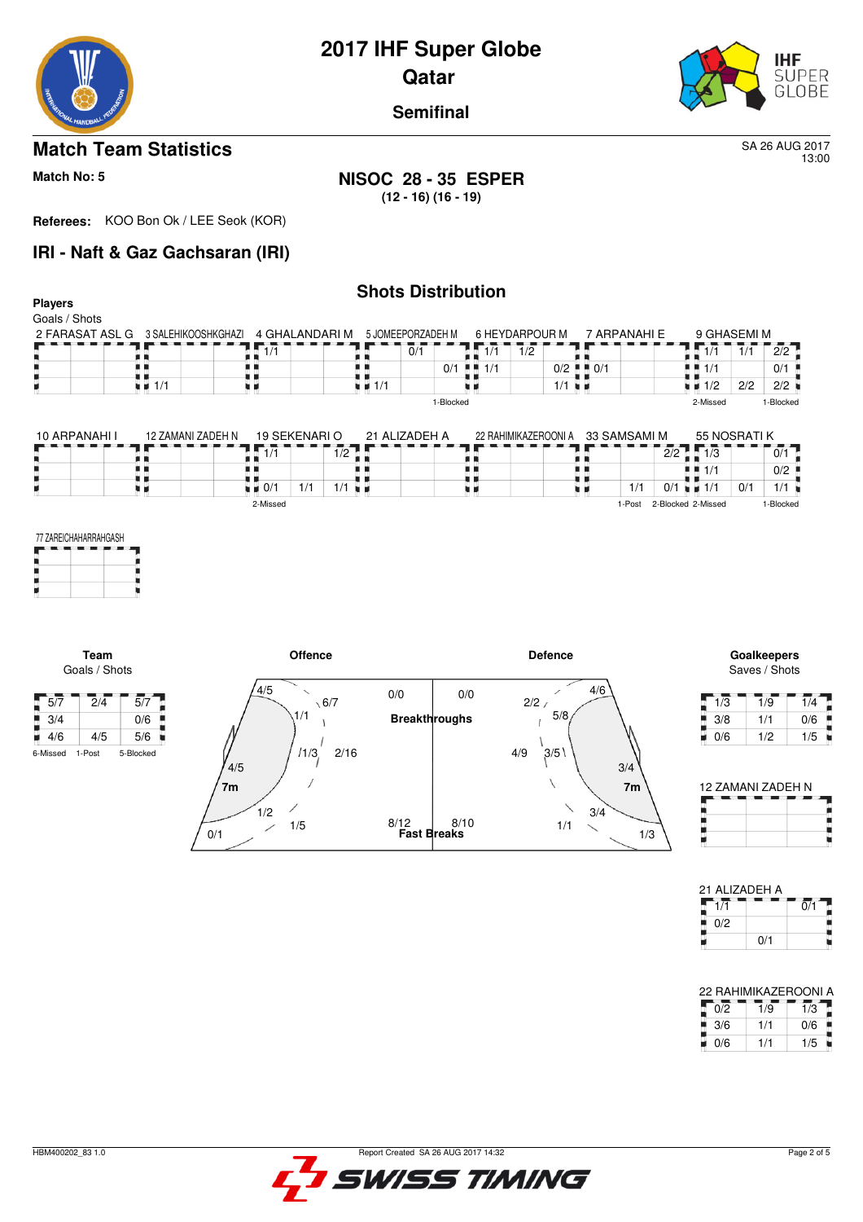# 2017 IHF Super Globe
## Qatar
### Semifinal

## Match Team Statistics

SA 26 AUG 2017
13:00

**Match No: 5**

**NISOC 28 - 35 ESPER**
**(12 - 16) (16 - 19)**

**Referees:** KOO Bon Ok / LEE Seok (KOR)

## IRI - Naft & Gaz Gachsaran (IRI)

### Shots Distribution

**Players**
Goals / Shots

**2 FARASAT ASL G**

| | | |
|---|---|---|
| | | |
| | | |
| | | |

**3 SALEHIKOOSHKGHAZI**

| | | |
|---|---|---|
| | | |
| | | |
| 1/1 | | |

**4 GHALANDARI M**

| | | |
|---|---|---|
| 1/1 | | |
| | | |
| | | |

**5 JOMEEPORZADEH M**

| | | |
|---|---|---|
| | 0/1 | |
| | | 0/1 |
| 1/1 | | |

1-Blocked

**6 HEYDARPOUR M**

| | | |
|---|---|---|
| 1/1 | 1/2 | |
| 1/1 | | 0/2 |
| | | 1/1 |

**7 ARPANAHI E**

| | | |
|---|---|---|
| | | |
| 0/1 | | |
| | | |

**9 GHASEMI M**

| | | |
|---|---|---|
| 1/1 | 1/1 | 2/2 |
| 1/1 | | 0/1 |
| 1/2 | 2/2 | 2/2 |

2-Missed, 1-Blocked

**10 ARPANAHI I**

| | | |
|---|---|---|
| | | |
| | | |
| | | |

**12 ZAMANI ZADEH N**

| | | |
|---|---|---|
| | | |
| | | |
| | | |

**19 SEKENARI O**

| | | |
|---|---|---|
| 1/1 | | 1/2 |
| | | |
| 0/1 | 1/1 | 1/1 |

2-Missed

**21 ALIZADEH A**

| | | |
|---|---|---|
| | | |
| | | |
| | | |

**22 RAHIMIKAZEROONI A**

| | | |
|---|---|---|
| | | |
| | | |
| | | |

**33 SAMSAMI M**

| | | |
|---|---|---|
| | | 2/2 |
| | | |
| | 1/1 | 0/1 |

1-Post, 2-Blocked

**55 NOSRATI K**

| | | |
|---|---|---|
| 1/3 | | 0/1 |
| 1/1 | | 0/2 |
| 1/1 | 0/1 | 1/1 |

2-Missed, 1-Blocked

**77 ZAREICHAHARRAHGASH**

| | | |
|---|---|---|
| | | |
| | | |
| | | |

### Team
Goals / Shots

| | | |
|---|---|---|
| 5/7 | 2/4 | 5/7 |
| 3/4 | | 0/6 |
| 4/6 | 4/5 | 5/6 |

6-Missed, 1-Post, 5-Blocked

### Offence

- Left wing: 4/5
- Left 9m: 6/7
- Left back: 1/1
- Centre back: 1/3
- 9m: 2/16
- Left 6m: 4/5
- 7m: 4/5
- Right back: 1/2
- Right 9m: 1/5
- Right wing: 0/1
- Breakthroughs: 0/0
- Fast Breaks: 8/12

### Defence

- Breakthroughs: 0/0
- Fast Breaks: 8/10
- Left wing: 4/6
- 2/2
- 5/8
- 9m: 4/9
- 3/5
- 6m: 3/4
- 7m: 3/4
- 1/1
- Right wing: 1/3

### Goalkeepers
Saves / Shots

| | | |
|---|---|---|
| 1/3 | 1/9 | 1/4 |
| 3/8 | 1/1 | 0/6 |
| 0/6 | 1/2 | 1/5 |

**12 ZAMANI ZADEH N**

| | | |
|---|---|---|
| | | |
| | | |
| | | |

**21 ALIZADEH A**

| | | |
|---|---|---|
| 1/1 | | 0/1 |
| 0/2 | | |
| | 0/1 | |

**22 RAHIMIKAZEROONI A**

| | | |
|---|---|---|
| 0/2 | 1/9 | 1/3 |
| 3/6 | 1/1 | 0/6 |
| 0/6 | 1/1 | 1/5 |

HBM400202_83 1.0 — Report Created SA 26 AUG 2017 14:32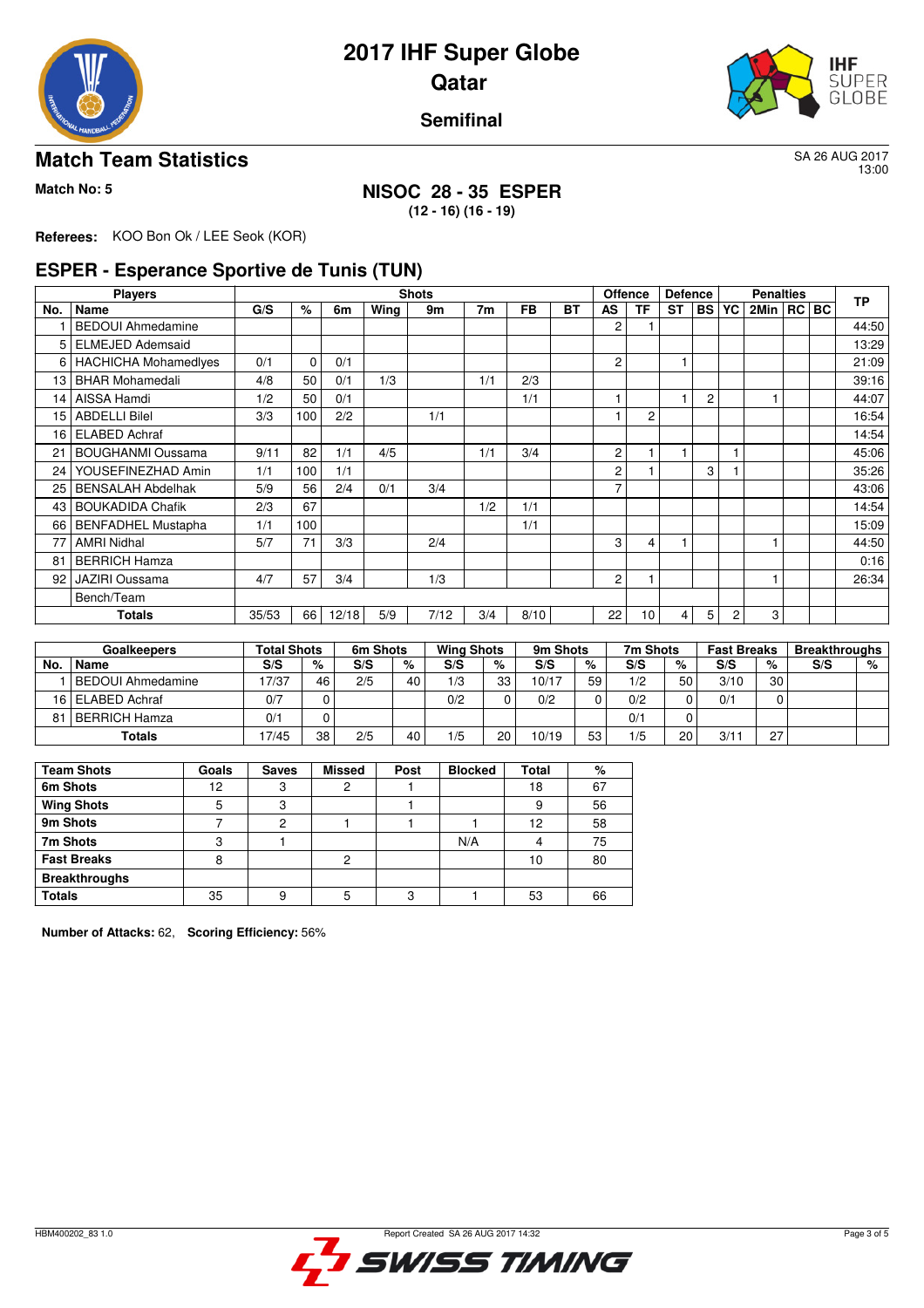# 2017 IHF Super Globe
# Qatar

**Semifinal**

## Match Team Statistics

SA 26 AUG 2017
13:00

**Match No: 5**

**NISOC 28 - 35 ESPER**
**(12 - 16) (16 - 19)**

**Referees:** KOO Bon Ok / LEE Seok (KOR)

## ESPER - Esperance Sportive de Tunis (TUN)

| Players | | Shots | | | | | | | | Offence | | Defence | | Penalties | | | | TP |
|---|---|---|---|---|---|---|---|---|---|---|---|---|---|---|---|---|---|---|
| No. | Name | G/S | % | 6m | Wing | 9m | 7m | FB | BT | AS | TF | ST | BS | YC | 2Min | RC | BC | |
| 1 | BEDOUI Ahmedamine | | | | | | | | | 2 | 1 | | | | | | | 44:50 |
| 5 | ELMEJED Ademsaid | | | | | | | | | | | | | | | | | 13:29 |
| 6 | HACHICHA Mohamedlyes | 0/1 | 0 | 0/1 | | | | | | 2 | | 1 | | | | | | 21:09 |
| 13 | BHAR Mohamedali | 4/8 | 50 | 0/1 | 1/3 | | 1/1 | 2/3 | | | | | | | | | | 39:16 |
| 14 | AISSA Hamdi | 1/2 | 50 | 0/1 | | | | 1/1 | | 1 | | 1 | 2 | | 1 | | | 44:07 |
| 15 | ABDELLI Bilel | 3/3 | 100 | 2/2 | | 1/1 | | | | 1 | 2 | | | | | | | 16:54 |
| 16 | ELABED Achraf | | | | | | | | | | | | | | | | | 14:54 |
| 21 | BOUGHANMI Oussama | 9/11 | 82 | 1/1 | 4/5 | | 1/1 | 3/4 | | 2 | 1 | 1 | | 1 | | | | 45:06 |
| 24 | YOUSEFINEZHAD Amin | 1/1 | 100 | 1/1 | | | | | | 2 | 1 | | 3 | 1 | | | | 35:26 |
| 25 | BENSALAH Abdelhak | 5/9 | 56 | 2/4 | 0/1 | 3/4 | | | | 7 | | | | | | | | 43:06 |
| 43 | BOUKADIDA Chafik | 2/3 | 67 | | | | 1/2 | 1/1 | | | | | | | | | | 14:54 |
| 66 | BENFADHEL Mustapha | 1/1 | 100 | | | | | 1/1 | | | | | | | | | | 15:09 |
| 77 | AMRI Nidhal | 5/7 | 71 | 3/3 | | 2/4 | | | | 3 | 4 | 1 | | | 1 | | | 44:50 |
| 81 | BERRICH Hamza | | | | | | | | | | | | | | | | | 0:16 |
| 92 | JAZIRI Oussama | 4/7 | 57 | 3/4 | | 1/3 | | | | 2 | 1 | | | | 1 | | | 26:34 |
| | Bench/Team | | | | | | | | | | | | | | | | | |
| | **Totals** | 35/53 | 66 | 12/18 | 5/9 | 7/12 | 3/4 | 8/10 | | 22 | 10 | 4 | 5 | 2 | 3 | | | |

| Goalkeepers | | Total Shots | | 6m Shots | | Wing Shots | | 9m Shots | | 7m Shots | | Fast Breaks | | Breakthroughs | |
|---|---|---|---|---|---|---|---|---|---|---|---|---|---|---|---|
| No. | Name | S/S | % | S/S | % | S/S | % | S/S | % | S/S | % | S/S | % | S/S | % |
| 1 | BEDOUI Ahmedamine | 17/37 | 46 | 2/5 | 40 | 1/3 | 33 | 10/17 | 59 | 1/2 | 50 | 3/10 | 30 | | |
| 16 | ELABED Achraf | 0/7 | 0 | | | 0/2 | 0 | 0/2 | 0 | 0/2 | 0 | 0/1 | 0 | | |
| 81 | BERRICH Hamza | 0/1 | 0 | | | | | | | 0/1 | 0 | | | | |
| | **Totals** | 17/45 | 38 | 2/5 | 40 | 1/5 | 20 | 10/19 | 53 | 1/5 | 20 | 3/11 | 27 | | |

| Team Shots | Goals | Saves | Missed | Post | Blocked | Total | % |
|---|---|---|---|---|---|---|---|
| 6m Shots | 12 | 3 | 2 | 1 | | 18 | 67 |
| Wing Shots | 5 | 3 | | 1 | | 9 | 56 |
| 9m Shots | 7 | 2 | 1 | 1 | 1 | 12 | 58 |
| 7m Shots | 3 | 1 | | | N/A | 4 | 75 |
| Fast Breaks | 8 | | 2 | | | 10 | 80 |
| Breakthroughs | | | | | | | |
| Totals | 35 | 9 | 5 | 3 | 1 | 53 | 66 |

**Number of Attacks:** 62, **Scoring Efficiency:** 56%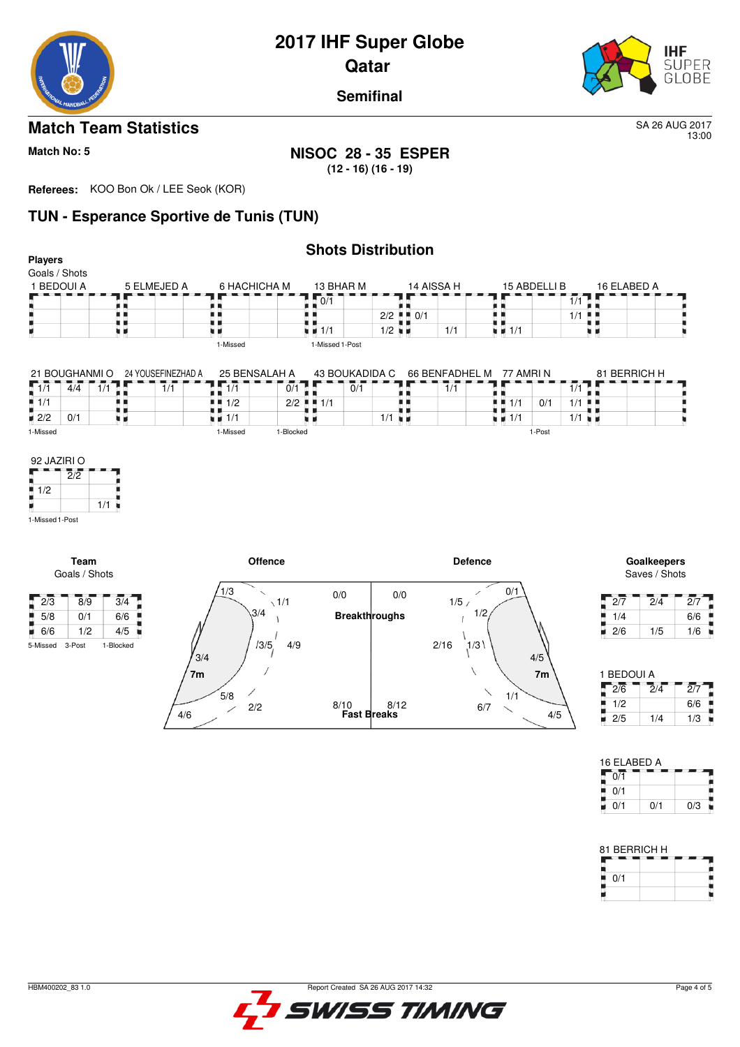# 2017 IHF Super Globe

## Qatar

### Semifinal

## Match Team Statistics

SA 26 AUG 2017
13:00

**Match No: 5**

**NISOC 28 - 35 ESPER**
**(12 - 16) (16 - 19)**

**Referees:** KOO Bon Ok / LEE Seok (KOR)

## TUN - Esperance Sportive de Tunis (TUN)

### Shots Distribution

**Players**
Goals / Shots

**1 BEDOUI A**

| | | |
|---|---|---|
| | | |
| | | |
| | | |

**5 ELMEJED A**

| | | |
|---|---|---|
| | | |
| | | |
| | | |

**6 HACHICHA M**

| | | |
|---|---|---|
| | | |
| | | |
| | | |

1-Missed

**13 BHAR M**

| | | |
|---|---|---|
| 0/1 | | |
| | | 2/2 |
| 1/1 | | 1/2 |

1-Missed 1-Post

**14 AISSA H**

| | | |
|---|---|---|
| | | |
| 0/1 | | |
| | 1/1 | |

**15 ABDELLI B**

| | | |
|---|---|---|
| | | 1/1 |
| | | 1/1 |
| 1/1 | | |

**16 ELABED A**

| | | |
|---|---|---|
| | | |
| | | |
| | | |

**21 BOUGHANMI O**

| | | |
|---|---|---|
| 1/1 | 4/4 | 1/1 |
| 1/1 | | |
| 2/2 | 0/1 | |

1-Missed

**24 YOUSEFINEZHAD A**

| | | |
|---|---|---|
| | 1/1 | |
| | | |
| | | |

**25 BENSALAH A**

| | | |
|---|---|---|
| 1/1 | | 0/1 |
| 1/2 | | 2/2 |
| 1/1 | | |

1-Missed 1-Blocked

**43 BOUKADIDA C**

| | | |
|---|---|---|
| | 0/1 | |
| 1/1 | | |
| | | 1/1 |

**66 BENFADHEL M**

| | | |
|---|---|---|
| | 1/1 | |
| | | |
| | | |

**77 AMRI N**

| | | |
|---|---|---|
| | | 1/1 |
| 1/1 | 0/1 | 1/1 |
| 1/1 | | 1/1 |

1-Post

**81 BERRICH H**

| | | |
|---|---|---|
| | | |
| | | |
| | | |

**92 JAZIRI O**

| | | |
|---|---|---|
| | 2/2 | |
| 1/2 | | |
| | | 1/1 |

1-Missed 1-Post

**Team**
Goals / Shots

| | | |
|---|---|---|
| 2/3 | 8/9 | 3/4 |
| 5/8 | 0/1 | 6/6 |
| 6/6 | 1/2 | 4/5 |

5-Missed 3-Post 1-Blocked

**Offence**

| Zone | Goals / Shots |
|---|---|
| Left wing | 1/3 |
| Left back (6m) | 3/4 |
| Left back (9m) | 1/1 |
| Centre (6m) | 3/5 |
| Centre (9m) | 4/9 |
| Left 6m | 3/4 |
| 7m | 5/8 |
| Right 9m | 2/2 |
| Right wing | 4/6 |
| Breakthroughs | 0/0 |
| Fast Breaks | 8/10 |

**Defence**

| Zone | Goals / Shots |
|---|---|
| Breakthroughs | 0/0 |
| Left 9m | 1/5 |
| Left wing | 0/1 |
| Left 6m | 1/2 |
| Centre (9m) | 2/16 |
| Centre (6m) | 1/3 |
| Right 6m | 4/5 |
| 7m | 1/1 |
| Right 9m | 6/7 |
| Right wing | 4/5 |
| Fast Breaks | 8/12 |

**Goalkeepers**
Saves / Shots

| | | |
|---|---|---|
| 2/7 | 2/4 | 2/7 |
| 1/4 | | 6/6 |
| 2/6 | 1/5 | 1/6 |

**1 BEDOUI A**

| | | |
|---|---|---|
| 2/6 | 2/4 | 2/7 |
| 1/2 | | 6/6 |
| 2/5 | 1/4 | 1/3 |

**16 ELABED A**

| | | |
|---|---|---|
| 0/1 | | |
| 0/1 | | |
| 0/1 | 0/1 | 0/3 |

**81 BERRICH H**

| | | |
|---|---|---|
| | | |
| 0/1 | | |
| | | |

HBM400202_83 1.0 Report Created SA 26 AUG 2017 14:32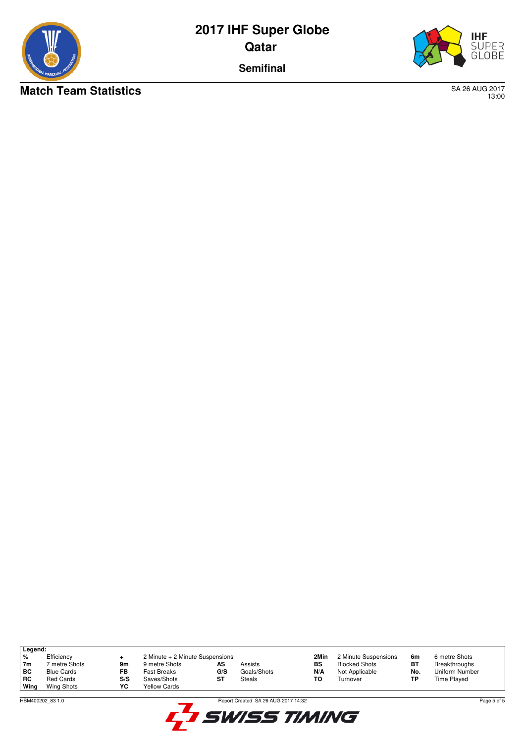# 2017 IHF Super Globe

## Qatar

### Semifinal

## Match Team Statistics

SA 26 AUG 2017
13:00

**Legend:**

| | | | | | | | | | |
|---|---|---|---|---|---|---|---|---|---|
| **%** | Efficiency | **+** | 2 Minute + 2 Minute Suspensions | | | **2Min** | 2 Minute Suspensions | **6m** | 6 metre Shots |
| **7m** | 7 metre Shots | **9m** | 9 metre Shots | **AS** | Assists | **BS** | Blocked Shots | **BT** | Breakthroughs |
| **BC** | Blue Cards | **FB** | Fast Breaks | **G/S** | Goals/Shots | **N/A** | Not Applicable | **No.** | Uniform Number |
| **RC** | Red Cards | **S/S** | Saves/Shots | **ST** | Steals | **TO** | Turnover | **TP** | Time Played |
| **Wing** | Wing Shots | **YC** | Yellow Cards | | | | | | |

HBM400202_83 1.0

Report Created SA 26 AUG 2017 14:32